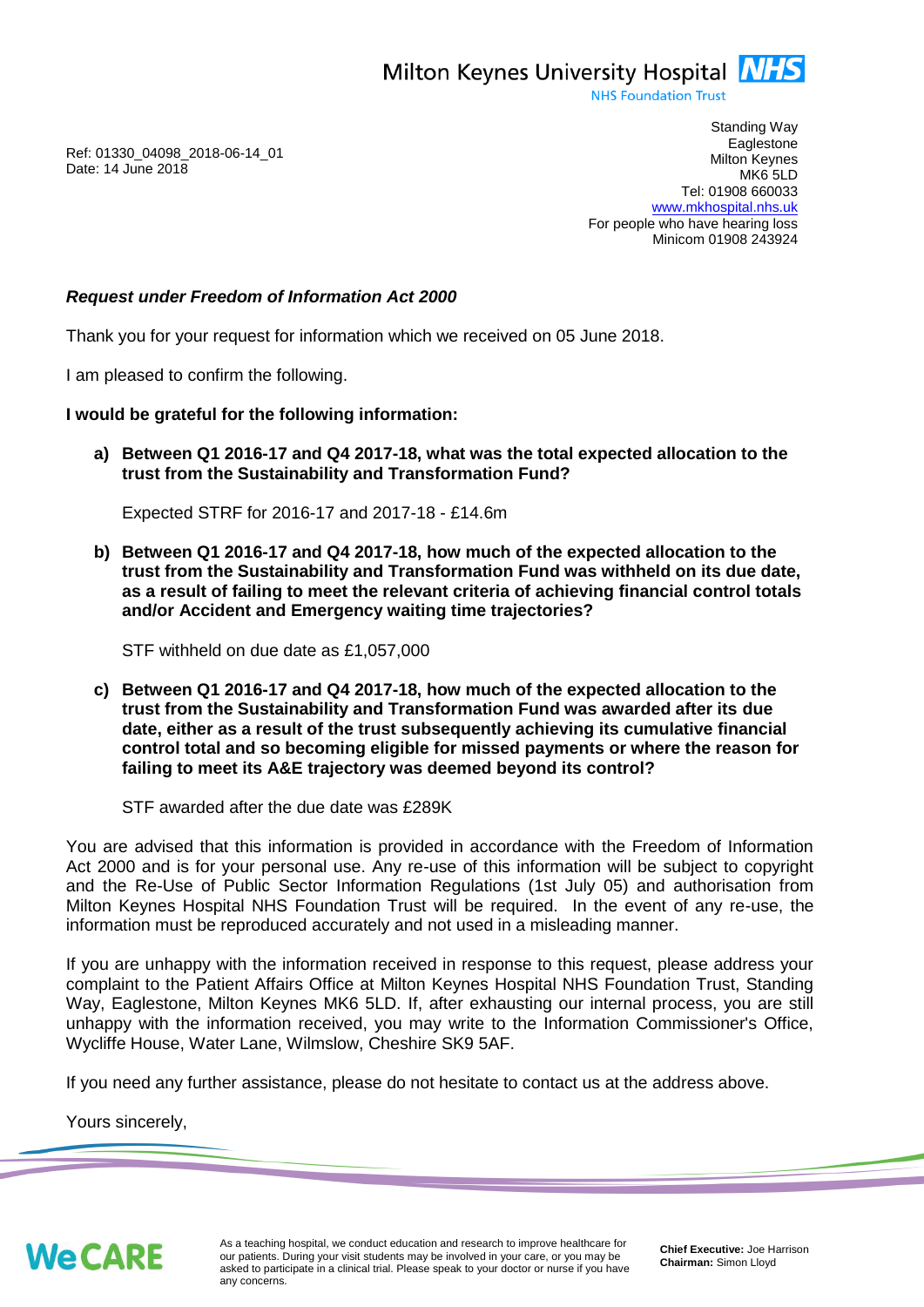Milton Keynes University Hospital NHS
NHS Foundation Trust

Ref: 01330_04098_2018-06-14_01
Date: 14 June 2018

Standing Way
Eaglestone
Milton Keynes
MK6 5LD
Tel: 01908 660033
www.mkhospital.nhs.uk
For people who have hearing loss
Minicom 01908 243924

***Request under Freedom of Information Act 2000***

Thank you for your request for information which we received on 05 June 2018.

I am pleased to confirm the following.

**I would be grateful for the following information:**

a) **Between Q1 2016-17 and Q4 2017-18, what was the total expected allocation to the trust from the Sustainability and Transformation Fund?**

   Expected STRF for 2016-17 and 2017-18 - £14.6m

b) **Between Q1 2016-17 and Q4 2017-18, how much of the expected allocation to the trust from the Sustainability and Transformation Fund was withheld on its due date, as a result of failing to meet the relevant criteria of achieving financial control totals and/or Accident and Emergency waiting time trajectories?**

   STF withheld on due date as £1,057,000

c) **Between Q1 2016-17 and Q4 2017-18, how much of the expected allocation to the trust from the Sustainability and Transformation Fund was awarded after its due date, either as a result of the trust subsequently achieving its cumulative financial control total and so becoming eligible for missed payments or where the reason for failing to meet its A&E trajectory was deemed beyond its control?**

   STF awarded after the due date was £289K

You are advised that this information is provided in accordance with the Freedom of Information Act 2000 and is for your personal use. Any re-use of this information will be subject to copyright and the Re-Use of Public Sector Information Regulations (1st July 05) and authorisation from Milton Keynes Hospital NHS Foundation Trust will be required. In the event of any re-use, the information must be reproduced accurately and not used in a misleading manner.

If you are unhappy with the information received in response to this request, please address your complaint to the Patient Affairs Office at Milton Keynes Hospital NHS Foundation Trust, Standing Way, Eaglestone, Milton Keynes MK6 5LD. If, after exhausting our internal process, you are still unhappy with the information received, you may write to the Information Commissioner's Office, Wycliffe House, Water Lane, Wilmslow, Cheshire SK9 5AF.

If you need any further assistance, please do not hesitate to contact us at the address above.

Yours sincerely,

We CARE

As a teaching hospital, we conduct education and research to improve healthcare for our patients. During your visit students may be involved in your care, or you may be asked to participate in a clinical trial. Please speak to your doctor or nurse if you have any concerns.

**Chief Executive:** Joe Harrison
**Chairman:** Simon Lloyd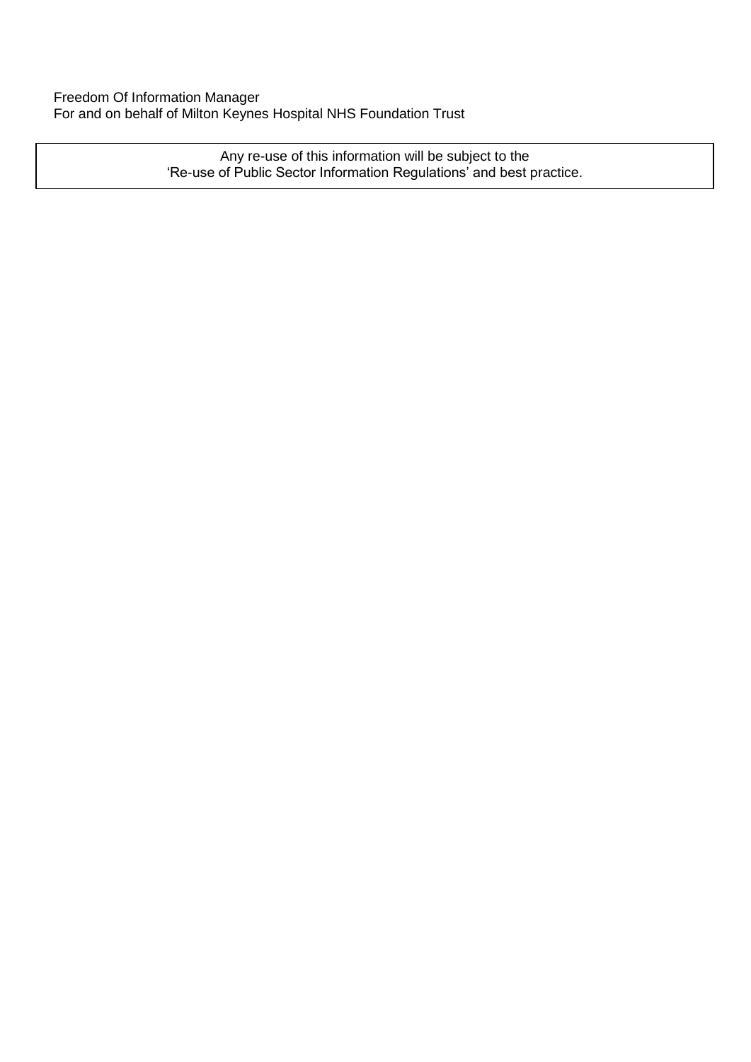Freedom Of Information Manager
For and on behalf of Milton Keynes Hospital NHS Foundation Trust

| |
|---|
| Any re-use of this information will be subject to the 'Re-use of Public Sector Information Regulations' and best practice. |